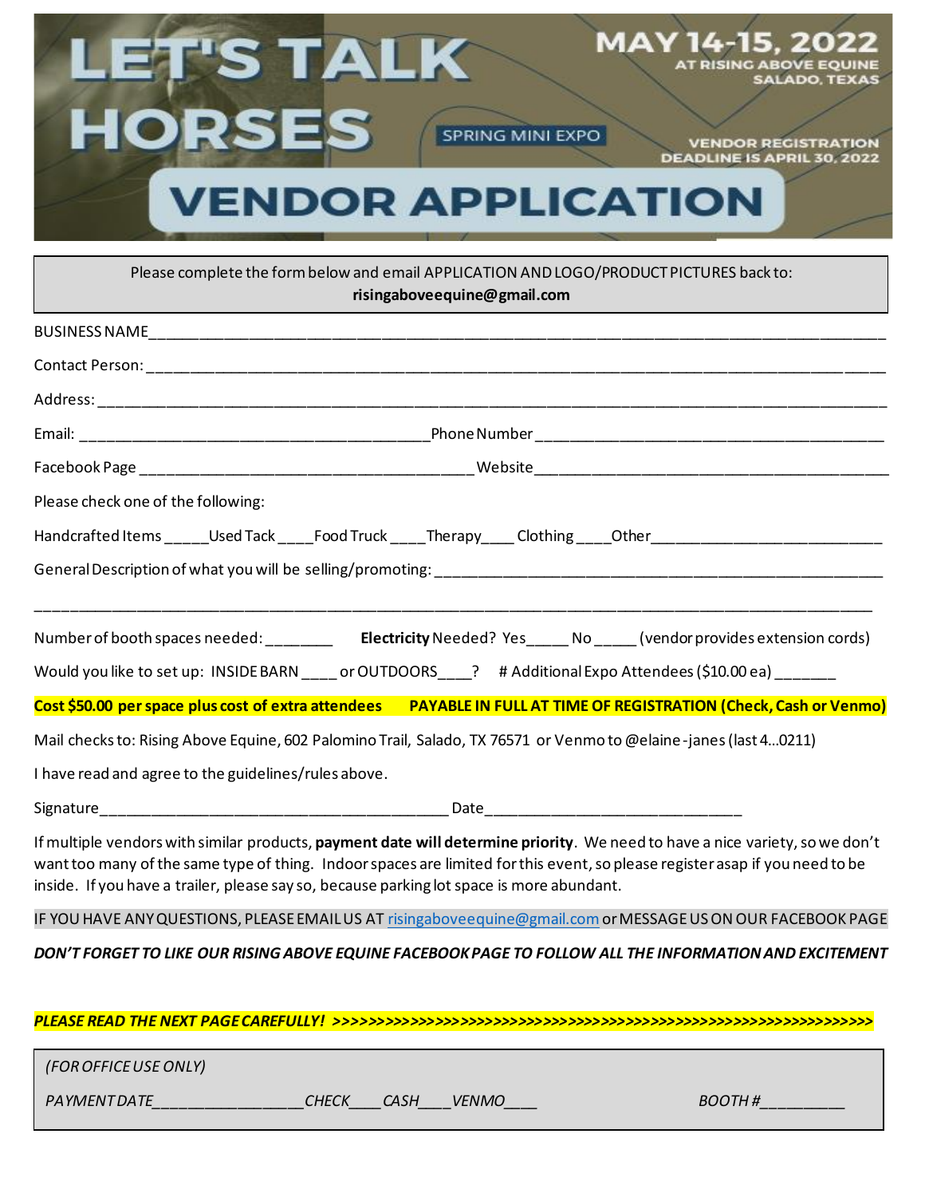# LET'S TALK HORSES

SPRING MINI EXPO

**MAY 14-15, 2022**
AT RISING ABOVE EQUINE
SALADO, TEXAS

VENDOR REGISTRATION DEADLINE IS APRIL 30, 2022

# VENDOR APPLICATION

Please complete the form below and email APPLICATION AND LOGO/PRODUCT PICTURES back to:
**risingaboveequine@gmail.com**

BUSINESS NAME\_\_\_\_\_\_\_\_\_\_\_\_\_\_\_\_\_\_\_\_\_\_\_\_\_\_\_\_\_\_\_\_\_\_\_\_\_\_\_\_\_\_\_\_\_\_\_\_\_\_\_\_\_\_\_\_\_\_\_\_\_\_\_\_

Contact Person: \_\_\_\_\_\_\_\_\_\_\_\_\_\_\_\_\_\_\_\_\_\_\_\_\_\_\_\_\_\_\_\_\_\_\_\_\_\_\_\_\_\_\_\_\_\_\_\_\_\_\_\_\_\_\_\_\_\_\_\_\_\_\_\_

Address: \_\_\_\_\_\_\_\_\_\_\_\_\_\_\_\_\_\_\_\_\_\_\_\_\_\_\_\_\_\_\_\_\_\_\_\_\_\_\_\_\_\_\_\_\_\_\_\_\_\_\_\_\_\_\_\_\_\_\_\_\_\_\_\_\_\_\_\_\_

Email: \_\_\_\_\_\_\_\_\_\_\_\_\_\_\_\_\_\_\_\_\_\_\_\_\_\_\_\_\_\_\_\_\_\_\_\_ Phone Number \_\_\_\_\_\_\_\_\_\_\_\_\_\_\_\_\_\_\_\_\_\_\_\_\_\_\_\_\_\_\_\_\_\_\_\_

Facebook Page \_\_\_\_\_\_\_\_\_\_\_\_\_\_\_\_\_\_\_\_\_\_\_\_\_\_\_\_\_\_\_\_\_\_ Website \_\_\_\_\_\_\_\_\_\_\_\_\_\_\_\_\_\_\_\_\_\_\_\_\_\_\_\_\_\_\_\_\_\_\_\_

Please check one of the following:

Handcrafted Items \_\_\_\_\_ Used Tack \_\_\_\_ Food Truck \_\_\_\_ Therapy \_\_\_\_ Clothing \_\_\_\_ Other \_\_\_\_\_\_\_\_\_\_\_\_\_\_\_\_\_\_\_\_\_\_\_\_

General Description of what you will be selling/promoting: \_\_\_\_\_\_\_\_\_\_\_\_\_\_\_\_\_\_\_\_\_\_\_\_\_\_\_\_\_\_\_\_\_\_\_\_\_\_\_\_\_\_\_\_\_\_

\_\_\_\_\_\_\_\_\_\_\_\_\_\_\_\_\_\_\_\_\_\_\_\_\_\_\_\_\_\_\_\_\_\_\_\_\_\_\_\_\_\_\_\_\_\_\_\_\_\_\_\_\_\_\_\_\_\_\_\_\_\_\_\_\_\_\_\_\_\_\_\_\_\_\_\_\_\_\_\_\_\_

Number of booth spaces needed: \_\_\_\_\_\_\_\_ **Electricity** Needed? Yes \_\_\_\_\_ No \_\_\_\_\_ (vendor provides extension cords)

Would you like to set up: INSIDE BARN \_\_\_\_ or OUTDOORS \_\_\_\_? # Additional Expo Attendees ($10.00 ea) \_\_\_\_\_\_\_

**Cost $50.00 per space plus cost of extra attendees PAYABLE IN FULL AT TIME OF REGISTRATION (Check, Cash or Venmo)**

Mail checks to: Rising Above Equine, 602 Palomino Trail, Salado, TX 76571 or Venmo to @elaine-janes (last 4...0211)

I have read and agree to the guidelines/rules above.

Signature\_\_\_\_\_\_\_\_\_\_\_\_\_\_\_\_\_\_\_\_\_\_\_\_\_\_\_\_\_\_\_\_\_\_\_\_\_\_ Date\_\_\_\_\_\_\_\_\_\_\_\_\_\_\_\_\_\_\_\_\_\_\_\_\_\_\_\_

If multiple vendors with similar products, **payment date will determine priority**. We need to have a nice variety, so we don't want too many of the same type of thing. Indoor spaces are limited for this event, so please register asap if you need to be inside. If you have a trailer, please say so, because parking lot space is more abundant.

IF YOU HAVE ANY QUESTIONS, PLEASE EMAIL US AT risingaboveequine@gmail.com or MESSAGE US ON OUR FACEBOOK PAGE

***DON'T FORGET TO LIKE OUR RISING ABOVE EQUINE FACEBOOK PAGE TO FOLLOW ALL THE INFORMATION AND EXCITEMENT***

***PLEASE READ THE NEXT PAGE CAREFULLY! >>>>>>>>>>>>>>>>>>>>>>>>>>>>>>>>>>>>>>>>>>>>>>>>>>>>>>>>>>>>>>>>***

*(FOR OFFICE USE ONLY)*

*PAYMENT DATE\_\_\_\_\_\_\_\_\_\_\_\_\_\_\_\_\_ CHECK\_\_\_\_ CASH\_\_\_\_ VENMO\_\_\_\_ BOOTH #\_\_\_\_\_\_\_\_\_*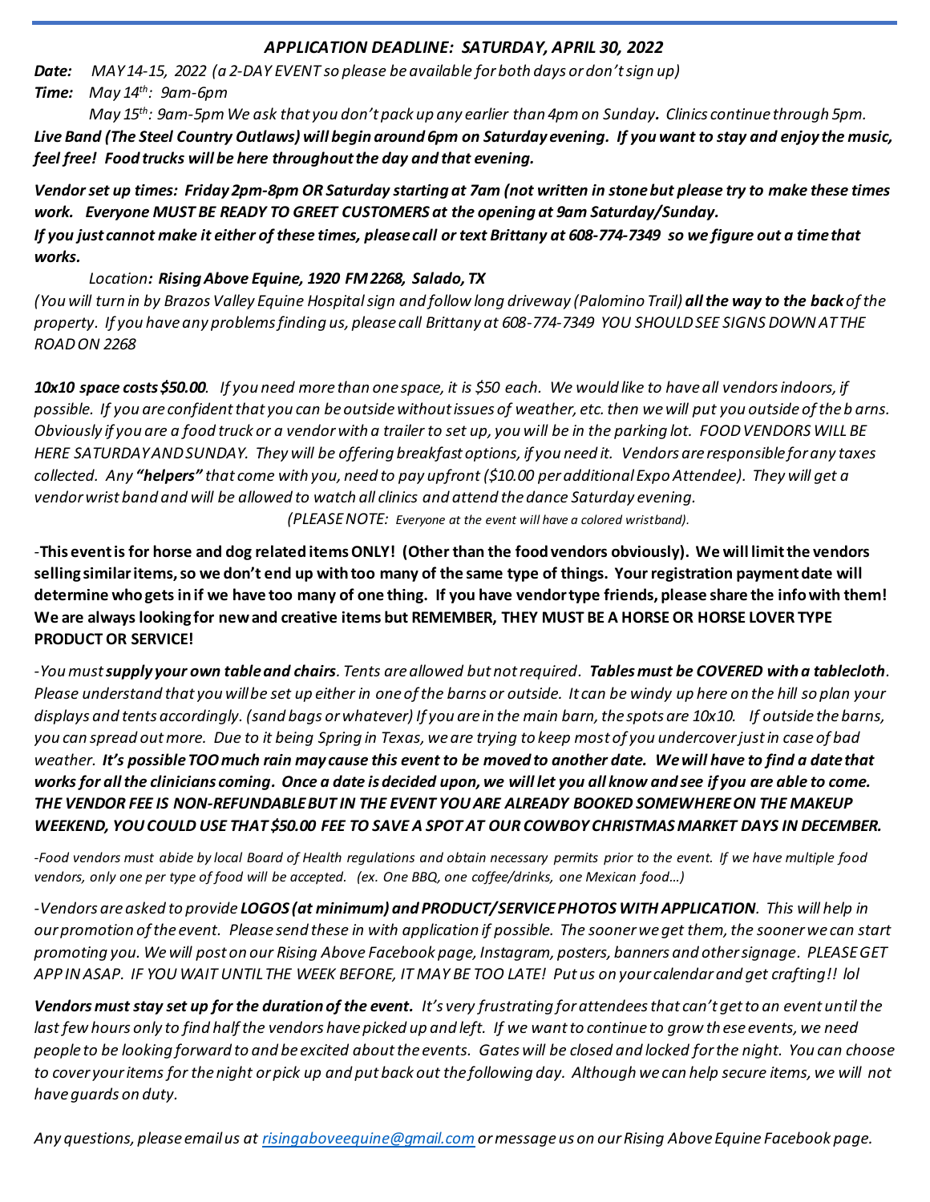***APPLICATION DEADLINE: SATURDAY, APRIL 30, 2022***

***Date:*** *MAY 14-15, 2022 (a 2-DAY EVENT so please be available for both days or don't sign up)*

***Time:*** *May 14th: 9am-6pm*

*May 15th: 9am-5pm We ask that you don't pack up any earlier than 4pm on Sunday. Clinics continue through 5pm.*

***Live Band (The Steel Country Outlaws) will begin around 6pm on Saturday evening. If you want to stay and enjoy the music, feel free! Food trucks will be here throughout the day and that evening.***

***Vendor set up times: Friday 2pm-8pm OR Saturday starting at 7am (not written in stone but please try to make these times work. Everyone MUST BE READY TO GREET CUSTOMERS at the opening at 9am Saturday/Sunday.***

***If you just cannot make it either of these times, please call or text Brittany at 608-774-7349 so we figure out a time that works.***

*Location**: Rising Above Equine, 1920 FM 2268, Salado, TX***

*(You will turn in by Brazos Valley Equine Hospital sign and follow long driveway (Palomino Trail) **all the way to the back** of the property. If you have any problems finding us, please call Brittany at 608-774-7349 YOU SHOULD SEE SIGNS DOWN AT THE ROAD ON 2268*

***10x10 space costs $50.00**. If you need more than one space, it is $50 each. We would like to have all vendors indoors, if possible. If you are confident that you can be outside without issues of weather, etc. then we will put you outside of the barns. Obviously if you are a food truck or a vendor with a trailer to set up, you will be in the parking lot. FOOD VENDORS WILL BE HERE SATURDAY AND SUNDAY. They will be offering breakfast options, if you need it. Vendors are responsible for any taxes collected. Any **"helpers"** that come with you, need to pay upfront ($10.00 per additional Expo Attendee). They will get a vendor wrist band and will be allowed to watch all clinics and attend the dance Saturday evening.*

*(PLEASE NOTE: Everyone at the event will have a colored wristband).*

-**This event is for horse and dog related items ONLY! (Other than the food vendors obviously). We will limit the vendors selling similar items, so we don't end up with too many of the same type of things. Your registration payment date will determine who gets in if we have too many of one thing. If you have vendor type friends, please share the info with them! We are always looking for new and creative items but REMEMBER, THEY MUST BE A HORSE OR HORSE LOVER TYPE PRODUCT OR SERVICE!**

*-You must **supply your own table and chairs**. Tents are allowed but not required. **Tables must be COVERED with a tablecloth**. Please understand that you will be set up either in one of the barns or outside. It can be windy up here on the hill so plan your displays and tents accordingly. (sand bags or whatever) If you are in the main barn, the spots are 10x10. If outside the barns, you can spread out more. Due to it being Spring in Texas, we are trying to keep most of you undercover just in case of bad weather. **It's possible TOO much rain may cause this event to be moved to another date. We will have to find a date that works for all the clinicians coming. Once a date is decided upon, we will let you all know and see if you are able to come. THE VENDOR FEE IS NON-REFUNDABLE BUT IN THE EVENT YOU ARE ALREADY BOOKED SOMEWHERE ON THE MAKEUP WEEKEND, YOU COULD USE THAT $50.00 FEE TO SAVE A SPOT AT OUR COWBOY CHRISTMAS MARKET DAYS IN DECEMBER.***

*-Food vendors must abide by local Board of Health regulations and obtain necessary permits prior to the event. If we have multiple food vendors, only one per type of food will be accepted. (ex. One BBQ, one coffee/drinks, one Mexican food…)*

*-Vendors are asked to provide **LOGOS (at minimum) and PRODUCT/SERVICE PHOTOS WITH APPLICATION**. This will help in our promotion of the event. Please send these in with application if possible. The sooner we get them, the sooner we can start promoting you. We will post on our Rising Above Facebook page, Instagram, posters, banners and other signage. PLEASE GET APP IN ASAP. IF YOU WAIT UNTIL THE WEEK BEFORE, IT MAY BE TOO LATE! Put us on your calendar and get crafting!! lol*

***Vendors must stay set up for the duration of the event.** It's very frustrating for attendees that can't get to an event until the last few hours only to find half the vendors have picked up and left. If we want to continue to grow these events, we need people to be looking forward to and be excited about the events. Gates will be closed and locked for the night. You can choose to cover your items for the night or pick up and put back out the following day. Although we can help secure items, we will not have guards on duty.*

*Any questions, please email us at risingaboveequine@gmail.com or message us on our Rising Above Equine Facebook page.*